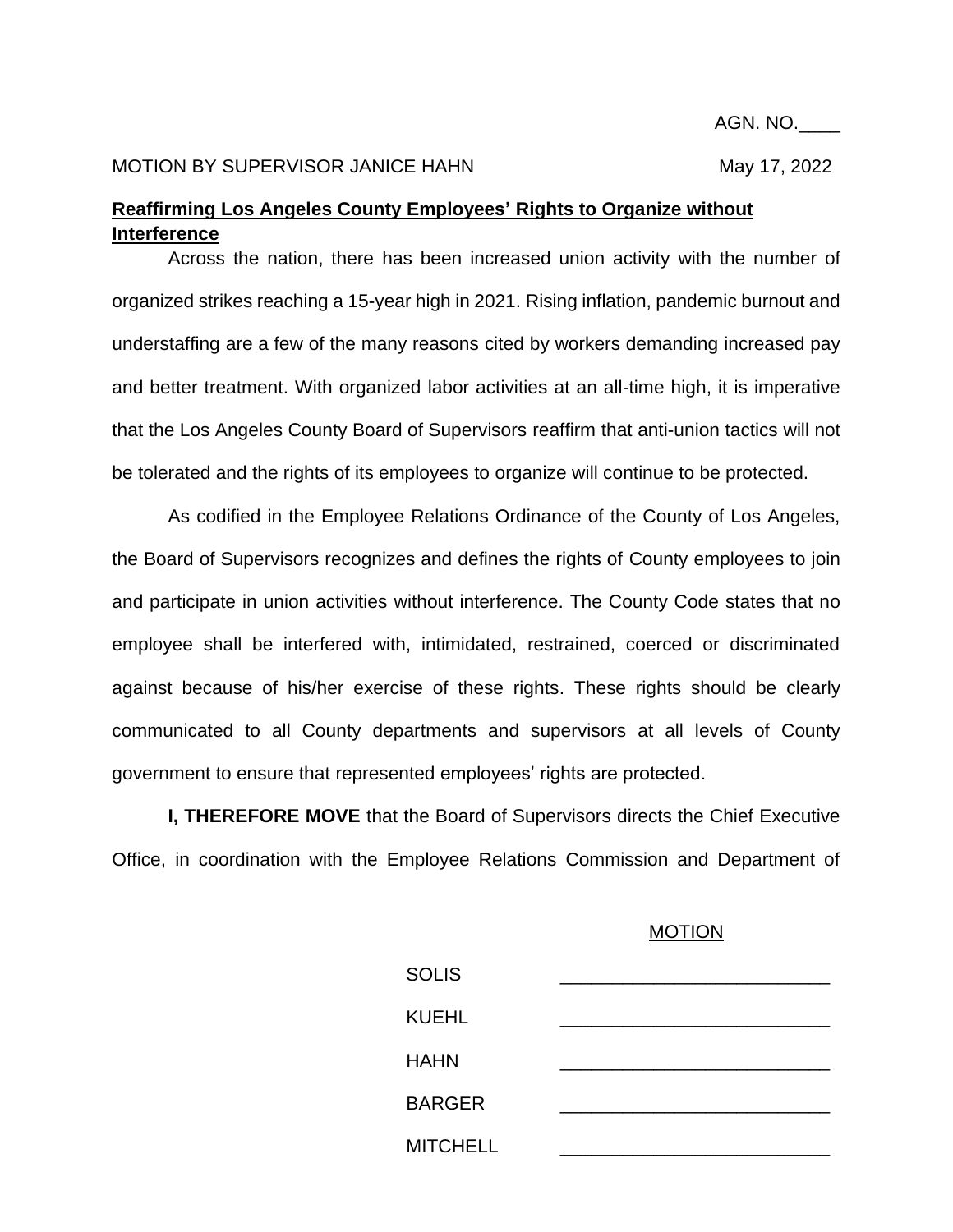AGN. NO.____

MOTION BY SUPERVISOR JANICE HAHN May 17, 2022

**Reaffirming Los Angeles County Employees' Rights to Organize without Interference**

Across the nation, there has been increased union activity with the number of organized strikes reaching a 15-year high in 2021. Rising inflation, pandemic burnout and understaffing are a few of the many reasons cited by workers demanding increased pay and better treatment. With organized labor activities at an all-time high, it is imperative that the Los Angeles County Board of Supervisors reaffirm that anti-union tactics will not be tolerated and the rights of its employees to organize will continue to be protected.

As codified in the Employee Relations Ordinance of the County of Los Angeles, the Board of Supervisors recognizes and defines the rights of County employees to join and participate in union activities without interference. The County Code states that no employee shall be interfered with, intimidated, restrained, coerced or discriminated against because of his/her exercise of these rights. These rights should be clearly communicated to all County departments and supervisors at all levels of County government to ensure that represented employees' rights are protected.

**I, THEREFORE MOVE** that the Board of Supervisors directs the Chief Executive Office, in coordination with the Employee Relations Commission and Department of

MOTION

| | |
|---|---|
| SOLIS | ______________________ |
| KUEHL | ______________________ |
| HAHN | ______________________ |
| BARGER | ______________________ |
| MITCHELL | ______________________ |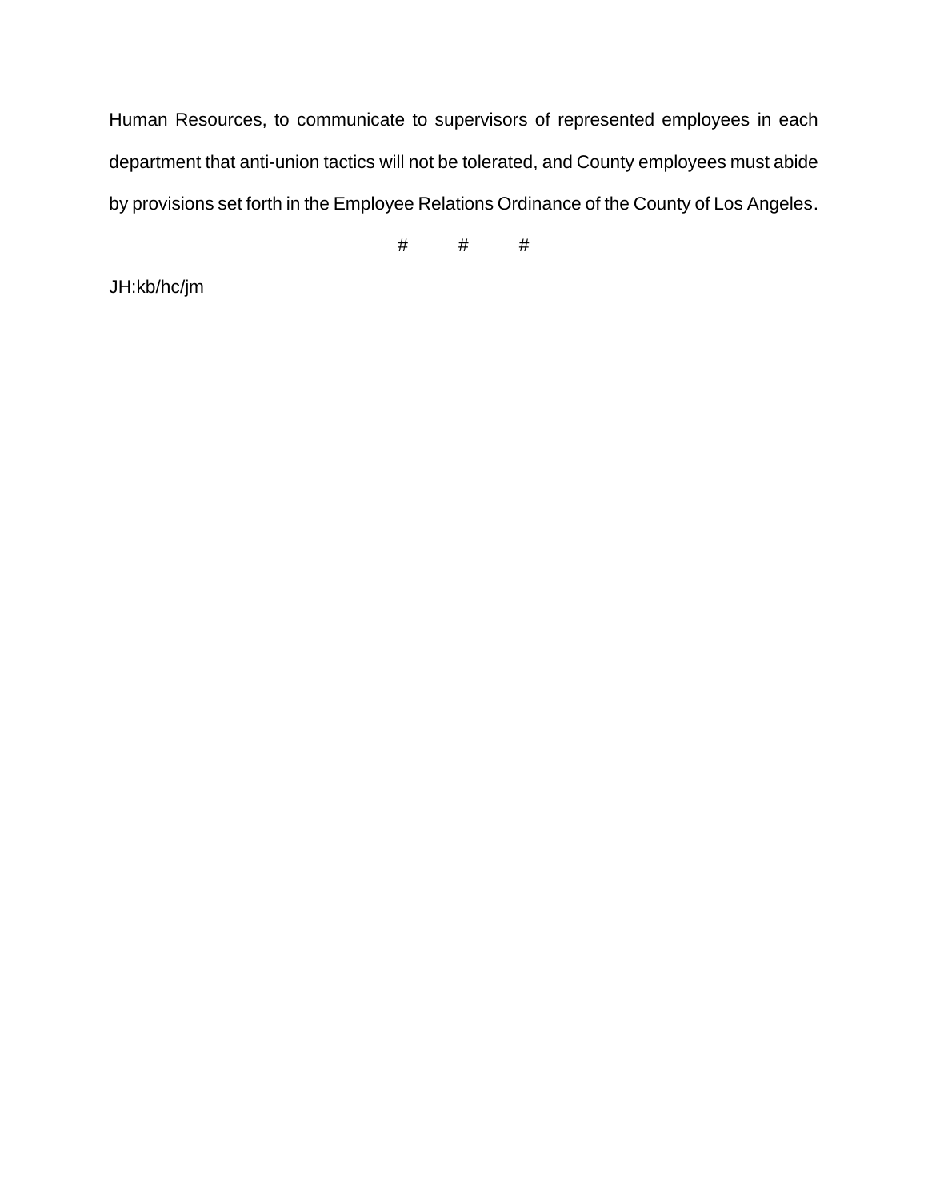Human Resources, to communicate to supervisors of represented employees in each department that anti-union tactics will not be tolerated, and County employees must abide by provisions set forth in the Employee Relations Ordinance of the County of Los Angeles.

# # #

JH:kb/hc/jm